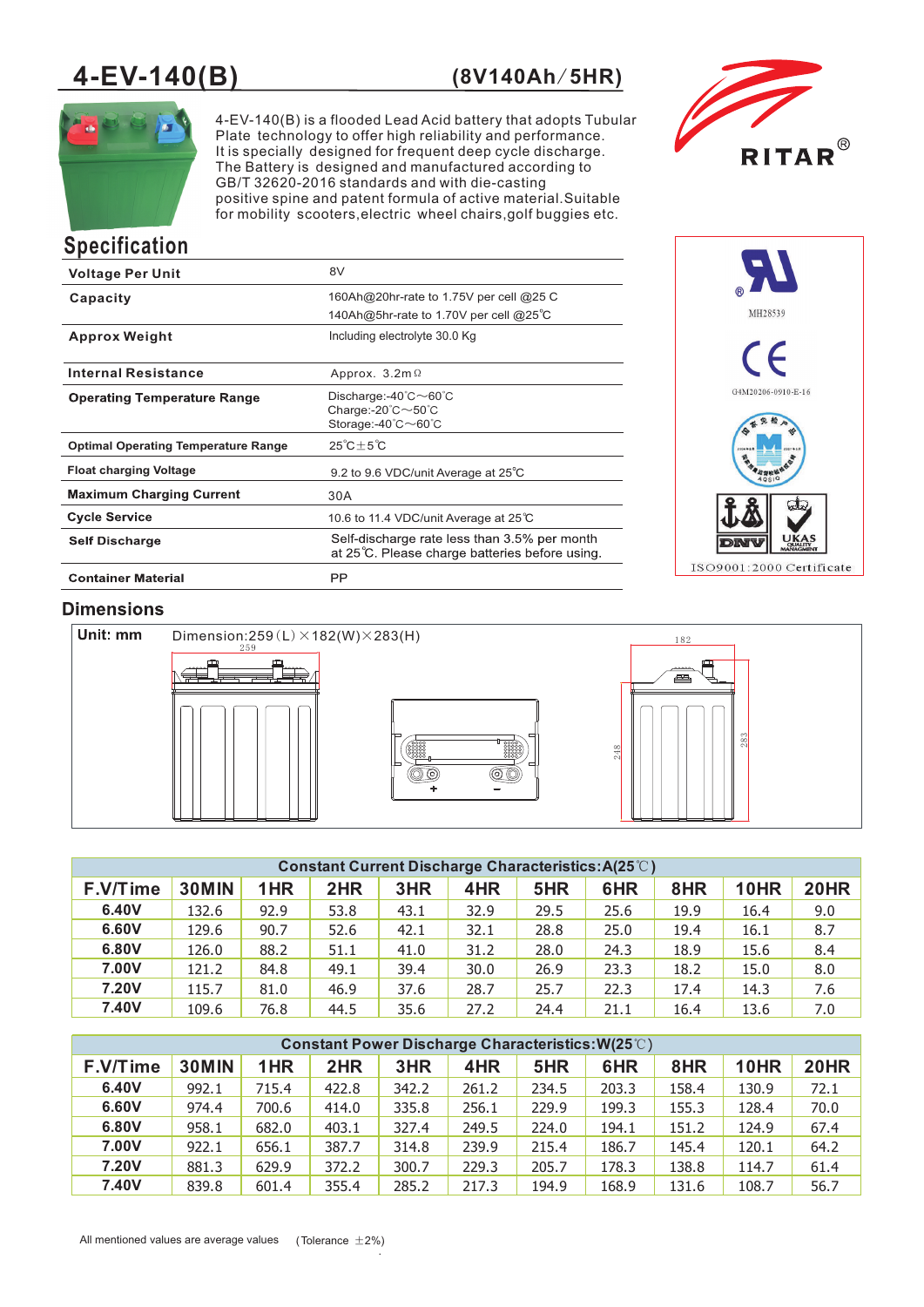# 4-EV-140(B) (8V140Ah/5HR)

4-EV-140(B) is a flooded Lead Acid battery that adopts Tubular Plate technology to offer high reliability and performance. It is specially designed for frequent deep cycle discharge. The Battery is designed and manufactured according to GB/T 32620-2016 standards and with die-casting positive spine and patent formula of active material. Suitable for mobility scooters, electric wheel chairs, golf buggies etc.

RITAR®

## Specification

| | |
|---|---|
| **Voltage Per Unit** | 8V |
| **Capacity** | 160Ah@20hr-rate to 1.75V per cell @25 C<br>140Ah@5hr-rate to 1.70V per cell @25℃ |
| **Approx Weight** | Including electrolyte 30.0 Kg |
| **Internal Resistance** | Approx. 3.2mΩ |
| **Operating Temperature Range** | Discharge:-40℃~60℃<br>Charge:-20℃~50℃<br>Storage:-40℃~60℃ |
| **Optimal Operating Temperature Range** | 25℃±5℃ |
| **Float charging Voltage** | 9.2 to 9.6 VDC/unit Average at 25℃ |
| **Maximum Charging Current** | 30A |
| **Cycle Service** | 10.6 to 11.4 VDC/unit Average at 25℃ |
| **Self Discharge** | Self-discharge rate less than 3.5% per month at 25℃. Please charge batteries before using. |
| **Container Material** | PP |

MH28539

G4M20206-0910-E-16

ISO9001:2000 Certificate

## Dimensions

**Unit: mm**

Dimension:259(L)×182(W)×283(H)

259

182

248

283

| Constant Current Discharge Characteristics:A(25℃) | | | | | | | | | | |
|---|---|---|---|---|---|---|---|---|---|---|
| **F.V/Time** | **30MIN** | **1HR** | **2HR** | **3HR** | **4HR** | **5HR** | **6HR** | **8HR** | **10HR** | **20HR** |
| **6.40V** | 132.6 | 92.9 | 53.8 | 43.1 | 32.9 | 29.5 | 25.6 | 19.9 | 16.4 | 9.0 |
| **6.60V** | 129.6 | 90.7 | 52.6 | 42.1 | 32.1 | 28.8 | 25.0 | 19.4 | 16.1 | 8.7 |
| **6.80V** | 126.0 | 88.2 | 51.1 | 41.0 | 31.2 | 28.0 | 24.3 | 18.9 | 15.6 | 8.4 |
| **7.00V** | 121.2 | 84.8 | 49.1 | 39.4 | 30.0 | 26.9 | 23.3 | 18.2 | 15.0 | 8.0 |
| **7.20V** | 115.7 | 81.0 | 46.9 | 37.6 | 28.7 | 25.7 | 22.3 | 17.4 | 14.3 | 7.6 |
| **7.40V** | 109.6 | 76.8 | 44.5 | 35.6 | 27.2 | 24.4 | 21.1 | 16.4 | 13.6 | 7.0 |

| Constant Power Discharge Characteristics:W(25℃) | | | | | | | | | | |
|---|---|---|---|---|---|---|---|---|---|---|
| **F.V/Time** | **30MIN** | **1HR** | **2HR** | **3HR** | **4HR** | **5HR** | **6HR** | **8HR** | **10HR** | **20HR** |
| **6.40V** | 992.1 | 715.4 | 422.8 | 342.2 | 261.2 | 234.5 | 203.3 | 158.4 | 130.9 | 72.1 |
| **6.60V** | 974.4 | 700.6 | 414.0 | 335.8 | 256.1 | 229.9 | 199.3 | 155.3 | 128.4 | 70.0 |
| **6.80V** | 958.1 | 682.0 | 403.1 | 327.4 | 249.5 | 224.0 | 194.1 | 151.2 | 124.9 | 67.4 |
| **7.00V** | 922.1 | 656.1 | 387.7 | 314.8 | 239.9 | 215.4 | 186.7 | 145.4 | 120.1 | 64.2 |
| **7.20V** | 881.3 | 629.9 | 372.2 | 300.7 | 229.3 | 205.7 | 178.3 | 138.8 | 114.7 | 61.4 |
| **7.40V** | 839.8 | 601.4 | 355.4 | 285.2 | 217.3 | 194.9 | 168.9 | 131.6 | 108.7 | 56.7 |

All mentioned values are average values (Tolerance ±2%)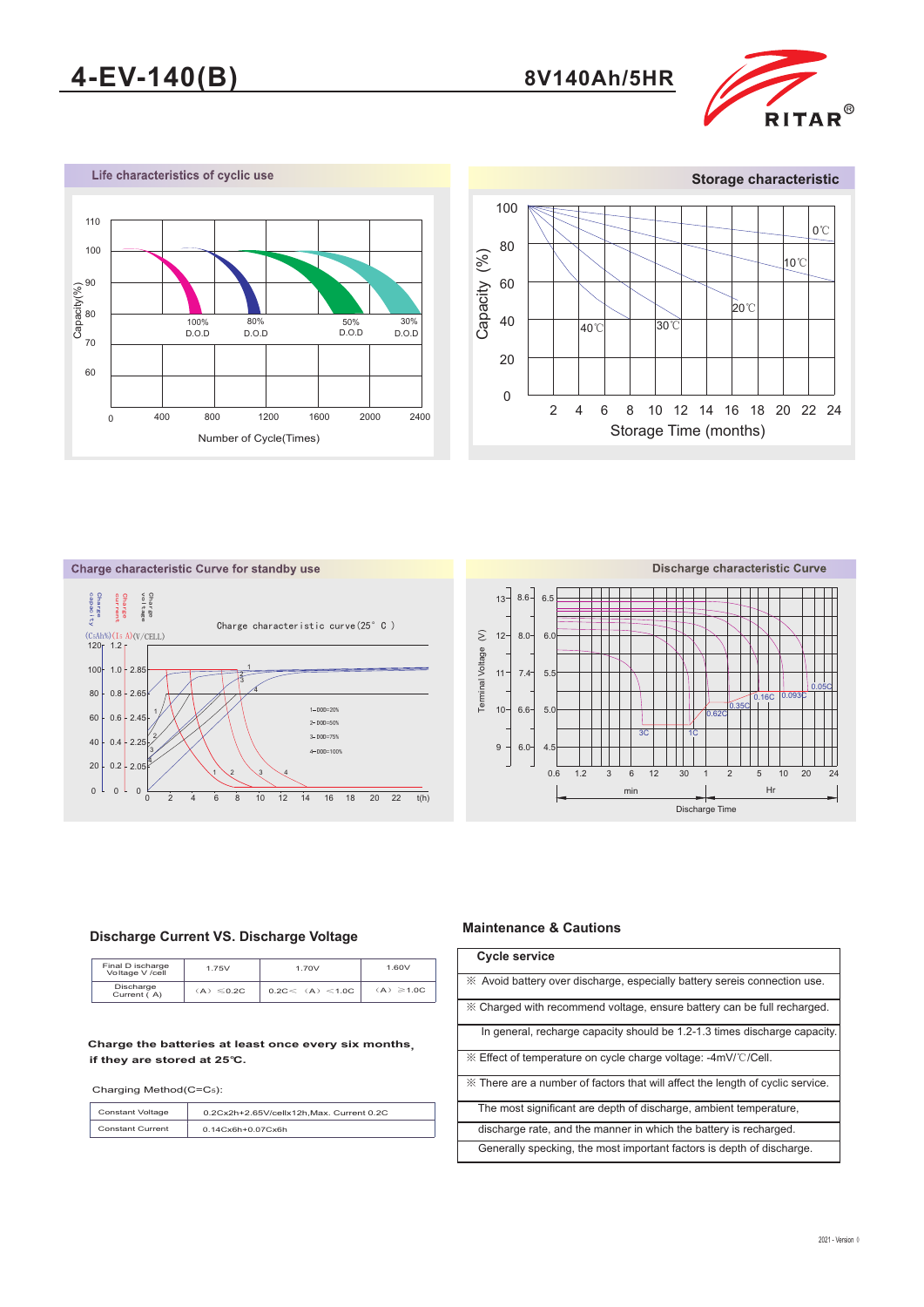# 4-EV-140(B)

**8V140Ah/5HR**

RITAR®

## Life characteristics of cyclic use

110
100
90
80
70
60
Capacity(%)
100% D.O.D
80% D.O.D
50% D.O.D
30% D.O.D
0
400
800
1200
1600
2000
2400
Number of Cycle(Times)

## Storage characteristic

100
80
60
40
20
0
Capacity (%)
0℃
10℃
20℃
30℃
40℃
2 4 6 8 10 12 14 16 18 20 22 24
Storage Time (months)

## Charge characteristic Curve for standby use

Charge capacity
Charge current
Charge voltage
(C5Ah%)(I5 A)(V/CELL)
Charge characteristic curve(25° C )
120 1.2
100 1.0 2.85
80 0.8 2.65
60 0.6 2.45
40 0.4 2.25
20 0.2 2.05
0 0 0
1—DOD=20%
2—DOD=50%
3—DOD=75%
4—DOD=100%
0 2 4 6 8 10 12 14 16 18 20 22 t(h)

## Discharge characteristic Curve

Terminal Voltage (V)
13 8.6 6.5
12 8.0 6.0
11 7.4 5.5
10 6.6 5.0
9 6.0 4.5
3C
1C
0.62C
0.35C
0.16C
0.093C
0.05C
0.6 1.2 3 6 12 30 1 2 5 10 20 24
min
Hr
Discharge Time

## Discharge Current VS. Discharge Voltage

| Final D ischarge Voltage V /cell | 1.75V | 1.70V | 1.60V |
|---|---|---|---|
| Discharge Current ( A) | (A) ≤0.2C | 0.2C< (A) <1.0C | (A) ≥1.0C |

**Charge the batteries at least once every six months, if they are stored at 25℃.**

Charging Method(C=C5):

| | |
|---|---|
| Constant Voltage | 0.2Cx2h+2.65V/cellx12h,Max. Current 0.2C |
| Constant Current | 0.14Cx6h+0.07Cx6h |

## Maintenance & Cautions

| Cycle service |
|---|
| ※ Avoid battery over discharge, especially battery sereis connection use. |
| ※ Charged with recommend voltage, ensure battery can be full recharged. |
| In general, recharge capacity should be 1.2-1.3 times discharge capacity. |
| ※ Effect of temperature on cycle charge voltage: -4mV/℃/Cell. |
| ※ There are a number of factors that will affect the length of cyclic service. |
| The most significant are depth of discharge, ambient temperature, |
| discharge rate, and the manner in which the battery is recharged. |
| Generally specking, the most important factors is depth of discharge. |

2021 - Version 0